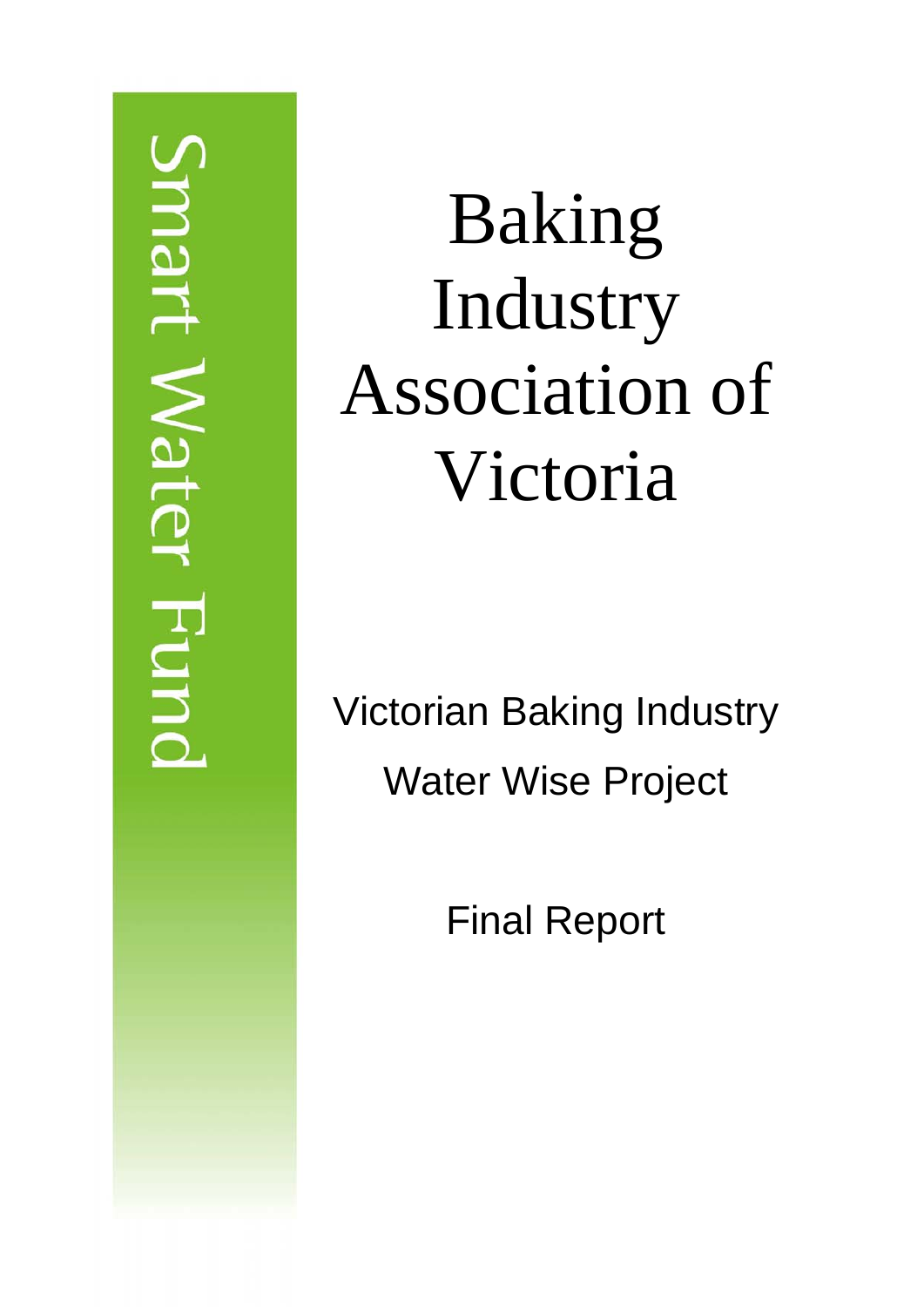Smart Water Fund

# Baking Industry Association of Victoria

## Victorian Baking Industry Water Wise Project

## Final Report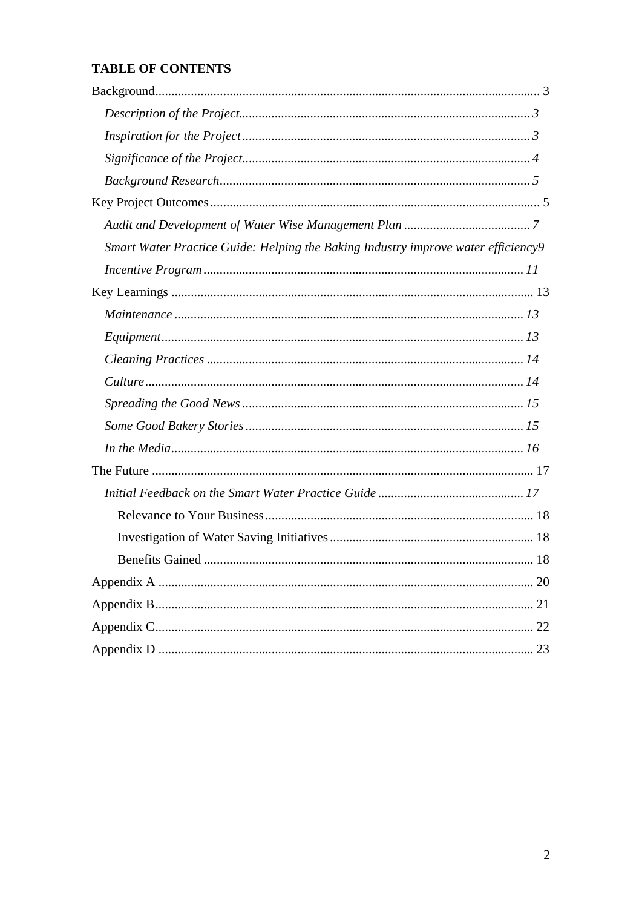**TABLE OF CONTENTS**

Background ........ 3

*Description of the Project* ........ *3*

*Inspiration for the Project* ........ *3*

*Significance of the Project* ........ *4*

*Background Research* ........ *5*

Key Project Outcomes ........ 5

*Audit and Development of Water Wise Management Plan* ........ *7*

*Smart Water Practice Guide: Helping the Baking Industry improve water efficiency9*

*Incentive Program* ........ *11*

Key Learnings ........ 13

*Maintenance* ........ *13*

*Equipment* ........ *13*

*Cleaning Practices* ........ *14*

*Culture* ........ *14*

*Spreading the Good News* ........ *15*

*Some Good Bakery Stories* ........ *15*

*In the Media* ........ *16*

The Future ........ 17

*Initial Feedback on the Smart Water Practice Guide* ........ *17*

Relevance to Your Business ........ 18

Investigation of Water Saving Initiatives ........ 18

Benefits Gained ........ 18

Appendix A ........ 20

Appendix B ........ 21

Appendix C ........ 22

Appendix D ........ 23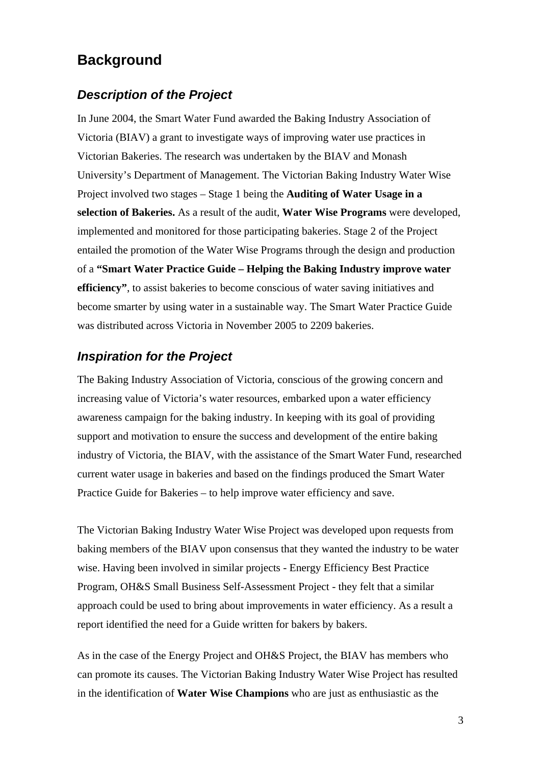# Background

## *Description of the Project*

In June 2004, the Smart Water Fund awarded the Baking Industry Association of Victoria (BIAV) a grant to investigate ways of improving water use practices in Victorian Bakeries. The research was undertaken by the BIAV and Monash University's Department of Management. The Victorian Baking Industry Water Wise Project involved two stages – Stage 1 being the **Auditing of Water Usage in a selection of Bakeries.** As a result of the audit, **Water Wise Programs** were developed, implemented and monitored for those participating bakeries. Stage 2 of the Project entailed the promotion of the Water Wise Programs through the design and production of a **"Smart Water Practice Guide – Helping the Baking Industry improve water efficiency"**, to assist bakeries to become conscious of water saving initiatives and become smarter by using water in a sustainable way. The Smart Water Practice Guide was distributed across Victoria in November 2005 to 2209 bakeries.

## *Inspiration for the Project*

The Baking Industry Association of Victoria, conscious of the growing concern and increasing value of Victoria's water resources, embarked upon a water efficiency awareness campaign for the baking industry. In keeping with its goal of providing support and motivation to ensure the success and development of the entire baking industry of Victoria, the BIAV, with the assistance of the Smart Water Fund, researched current water usage in bakeries and based on the findings produced the Smart Water Practice Guide for Bakeries – to help improve water efficiency and save.

The Victorian Baking Industry Water Wise Project was developed upon requests from baking members of the BIAV upon consensus that they wanted the industry to be water wise. Having been involved in similar projects - Energy Efficiency Best Practice Program, OH&S Small Business Self-Assessment Project - they felt that a similar approach could be used to bring about improvements in water efficiency. As a result a report identified the need for a Guide written for bakers by bakers.

As in the case of the Energy Project and OH&S Project, the BIAV has members who can promote its causes. The Victorian Baking Industry Water Wise Project has resulted in the identification of **Water Wise Champions** who are just as enthusiastic as the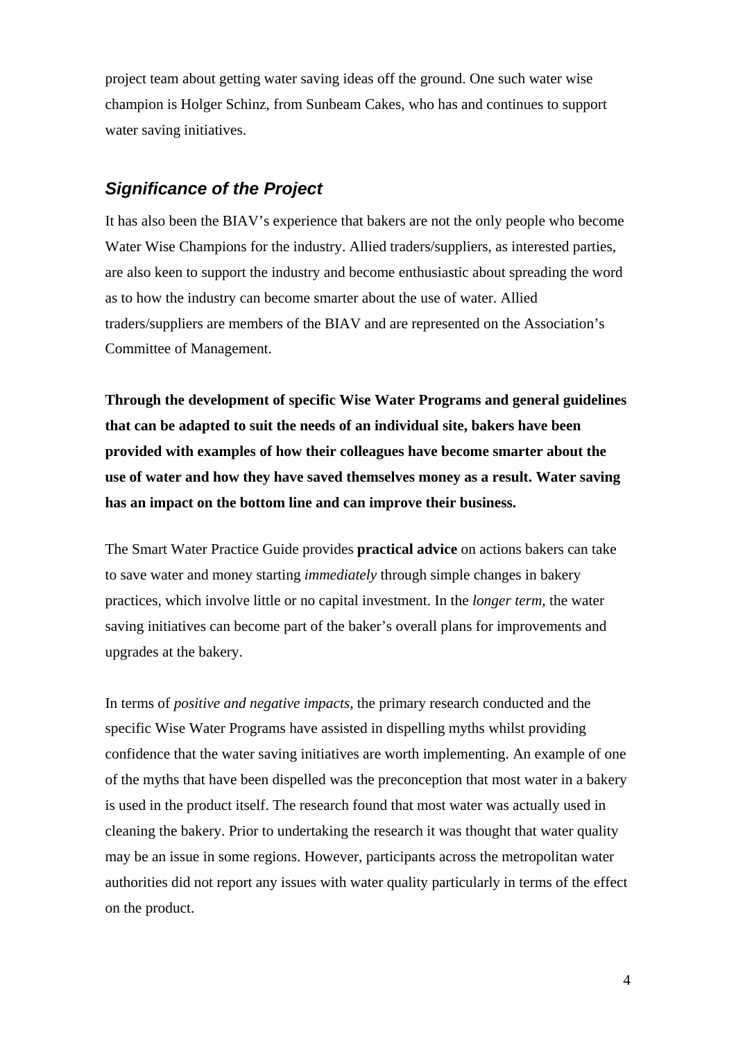project team about getting water saving ideas off the ground. One such water wise champion is Holger Schinz, from Sunbeam Cakes, who has and continues to support water saving initiatives.

## *Significance of the Project*

It has also been the BIAV's experience that bakers are not the only people who become Water Wise Champions for the industry. Allied traders/suppliers, as interested parties, are also keen to support the industry and become enthusiastic about spreading the word as to how the industry can become smarter about the use of water. Allied traders/suppliers are members of the BIAV and are represented on the Association's Committee of Management.

**Through the development of specific Wise Water Programs and general guidelines that can be adapted to suit the needs of an individual site, bakers have been provided with examples of how their colleagues have become smarter about the use of water and how they have saved themselves money as a result. Water saving has an impact on the bottom line and can improve their business.**

The Smart Water Practice Guide provides **practical advice** on actions bakers can take to save water and money starting *immediately* through simple changes in bakery practices, which involve little or no capital investment. In the *longer term*, the water saving initiatives can become part of the baker's overall plans for improvements and upgrades at the bakery.

In terms of *positive and negative impacts*, the primary research conducted and the specific Wise Water Programs have assisted in dispelling myths whilst providing confidence that the water saving initiatives are worth implementing. An example of one of the myths that have been dispelled was the preconception that most water in a bakery is used in the product itself. The research found that most water was actually used in cleaning the bakery. Prior to undertaking the research it was thought that water quality may be an issue in some regions. However, participants across the metropolitan water authorities did not report any issues with water quality particularly in terms of the effect on the product.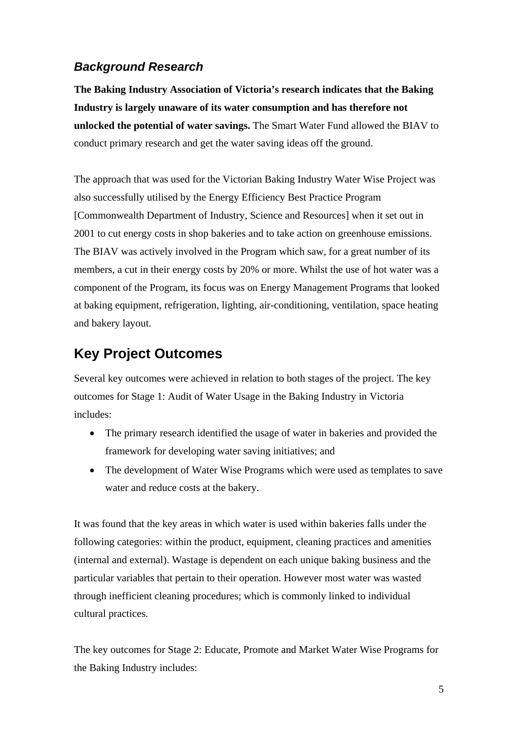### *Background Research*

**The Baking Industry Association of Victoria's research indicates that the Baking Industry is largely unaware of its water consumption and has therefore not unlocked the potential of water savings.** The Smart Water Fund allowed the BIAV to conduct primary research and get the water saving ideas off the ground.

The approach that was used for the Victorian Baking Industry Water Wise Project was also successfully utilised by the Energy Efficiency Best Practice Program [Commonwealth Department of Industry, Science and Resources] when it set out in 2001 to cut energy costs in shop bakeries and to take action on greenhouse emissions. The BIAV was actively involved in the Program which saw, for a great number of its members, a cut in their energy costs by 20% or more. Whilst the use of hot water was a component of the Program, its focus was on Energy Management Programs that looked at baking equipment, refrigeration, lighting, air-conditioning, ventilation, space heating and bakery layout.

## Key Project Outcomes

Several key outcomes were achieved in relation to both stages of the project. The key outcomes for Stage 1: Audit of Water Usage in the Baking Industry in Victoria includes:

- The primary research identified the usage of water in bakeries and provided the framework for developing water saving initiatives; and
- The development of Water Wise Programs which were used as templates to save water and reduce costs at the bakery.

It was found that the key areas in which water is used within bakeries falls under the following categories: within the product, equipment, cleaning practices and amenities (internal and external). Wastage is dependent on each unique baking business and the particular variables that pertain to their operation. However most water was wasted through inefficient cleaning procedures; which is commonly linked to individual cultural practices.

The key outcomes for Stage 2: Educate, Promote and Market Water Wise Programs for the Baking Industry includes: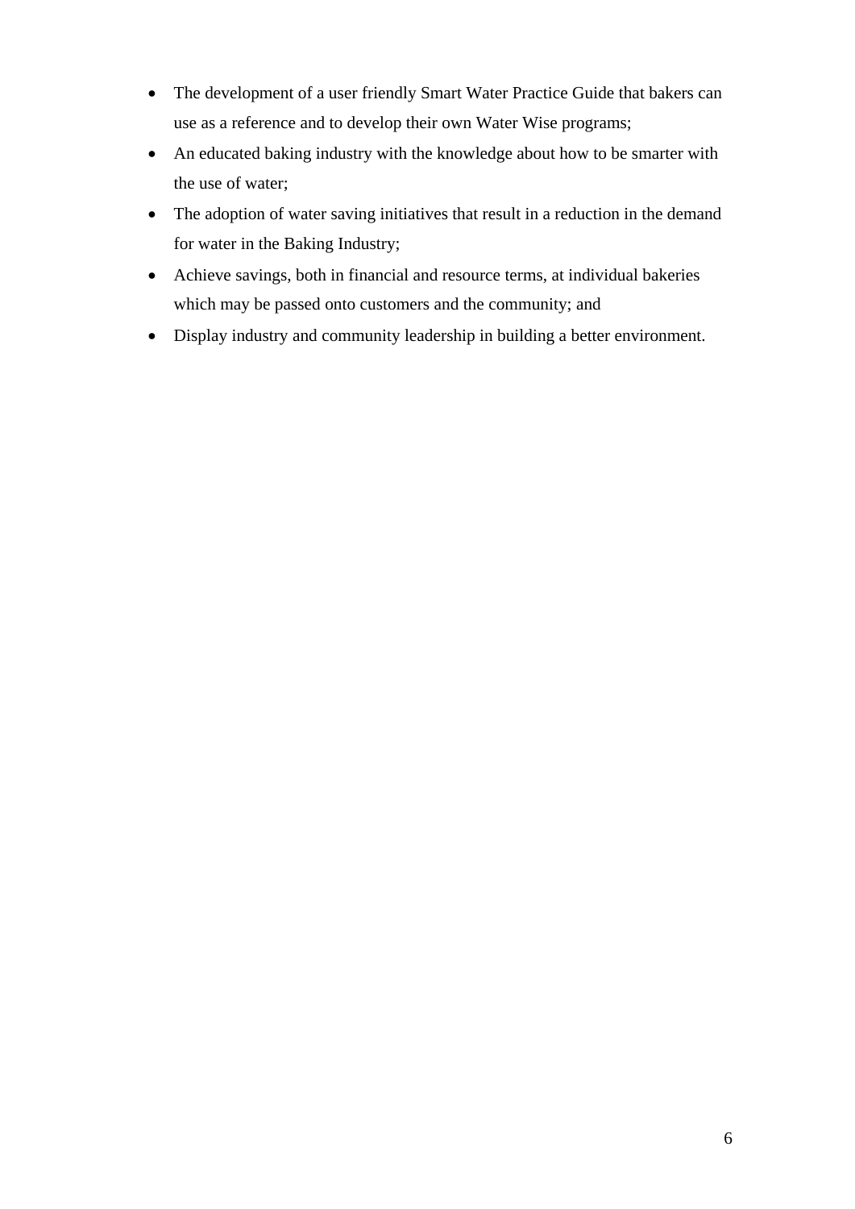- The development of a user friendly Smart Water Practice Guide that bakers can use as a reference and to develop their own Water Wise programs;
- An educated baking industry with the knowledge about how to be smarter with the use of water;
- The adoption of water saving initiatives that result in a reduction in the demand for water in the Baking Industry;
- Achieve savings, both in financial and resource terms, at individual bakeries which may be passed onto customers and the community; and
- Display industry and community leadership in building a better environment.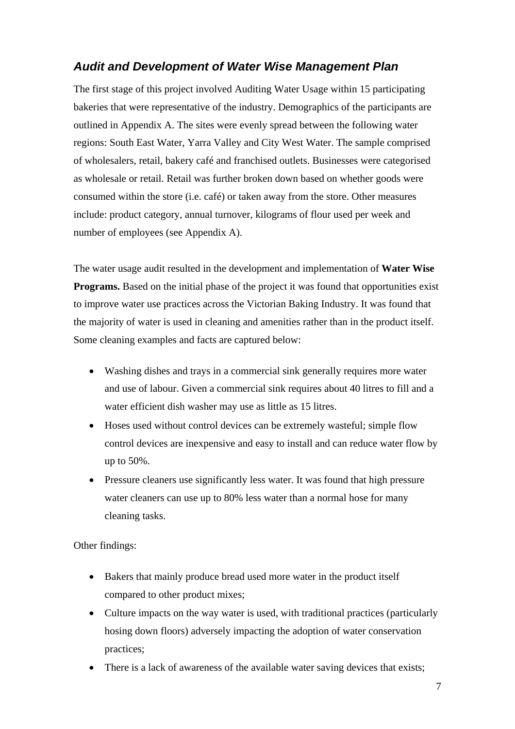## *Audit and Development of Water Wise Management Plan*

The first stage of this project involved Auditing Water Usage within 15 participating bakeries that were representative of the industry. Demographics of the participants are outlined in Appendix A. The sites were evenly spread between the following water regions: South East Water, Yarra Valley and City West Water. The sample comprised of wholesalers, retail, bakery café and franchised outlets. Businesses were categorised as wholesale or retail. Retail was further broken down based on whether goods were consumed within the store (i.e. café) or taken away from the store. Other measures include: product category, annual turnover, kilograms of flour used per week and number of employees (see Appendix A).

The water usage audit resulted in the development and implementation of **Water Wise Programs.** Based on the initial phase of the project it was found that opportunities exist to improve water use practices across the Victorian Baking Industry. It was found that the majority of water is used in cleaning and amenities rather than in the product itself. Some cleaning examples and facts are captured below:

- Washing dishes and trays in a commercial sink generally requires more water and use of labour. Given a commercial sink requires about 40 litres to fill and a water efficient dish washer may use as little as 15 litres.
- Hoses used without control devices can be extremely wasteful; simple flow control devices are inexpensive and easy to install and can reduce water flow by up to 50%.
- Pressure cleaners use significantly less water. It was found that high pressure water cleaners can use up to 80% less water than a normal hose for many cleaning tasks.

Other findings:

- Bakers that mainly produce bread used more water in the product itself compared to other product mixes;
- Culture impacts on the way water is used, with traditional practices (particularly hosing down floors) adversely impacting the adoption of water conservation practices;
- There is a lack of awareness of the available water saving devices that exists;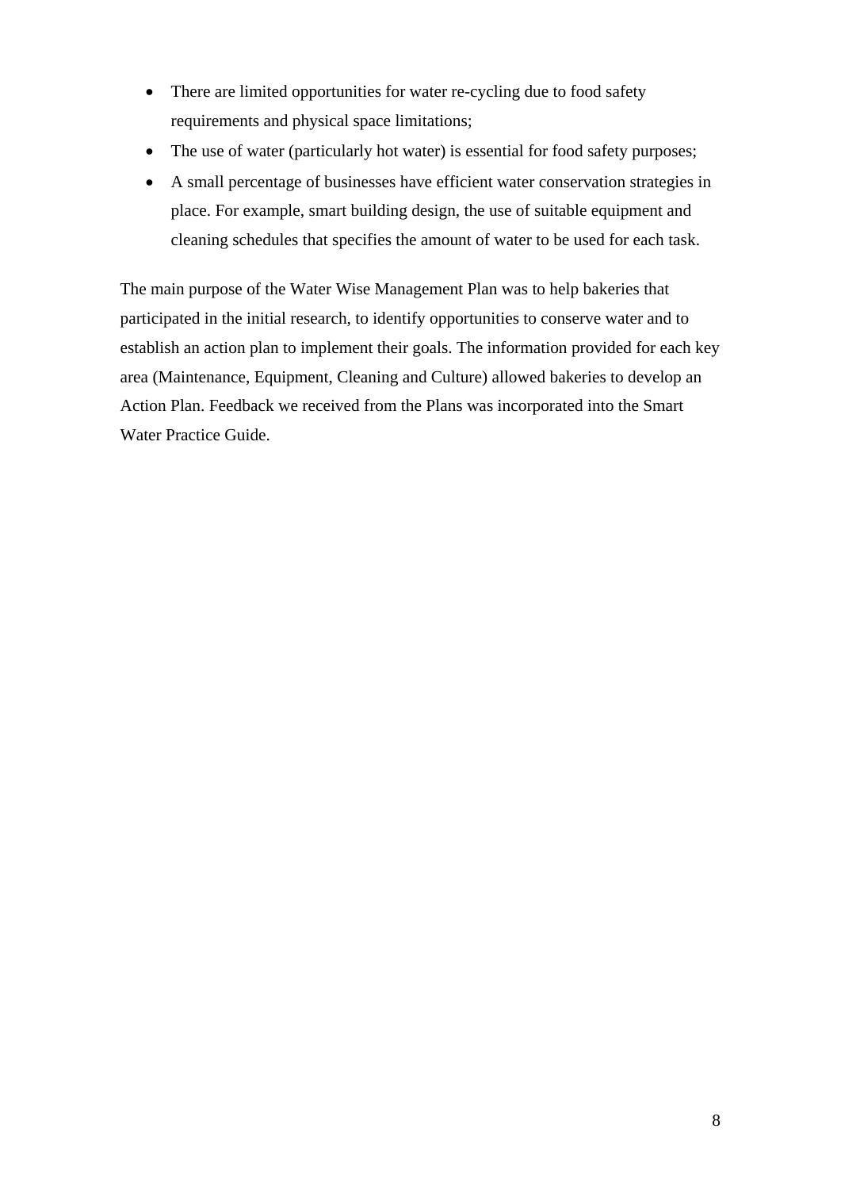- There are limited opportunities for water re-cycling due to food safety requirements and physical space limitations;
- The use of water (particularly hot water) is essential for food safety purposes;
- A small percentage of businesses have efficient water conservation strategies in place. For example, smart building design, the use of suitable equipment and cleaning schedules that specifies the amount of water to be used for each task.

The main purpose of the Water Wise Management Plan was to help bakeries that participated in the initial research, to identify opportunities to conserve water and to establish an action plan to implement their goals. The information provided for each key area (Maintenance, Equipment, Cleaning and Culture) allowed bakeries to develop an Action Plan. Feedback we received from the Plans was incorporated into the Smart Water Practice Guide.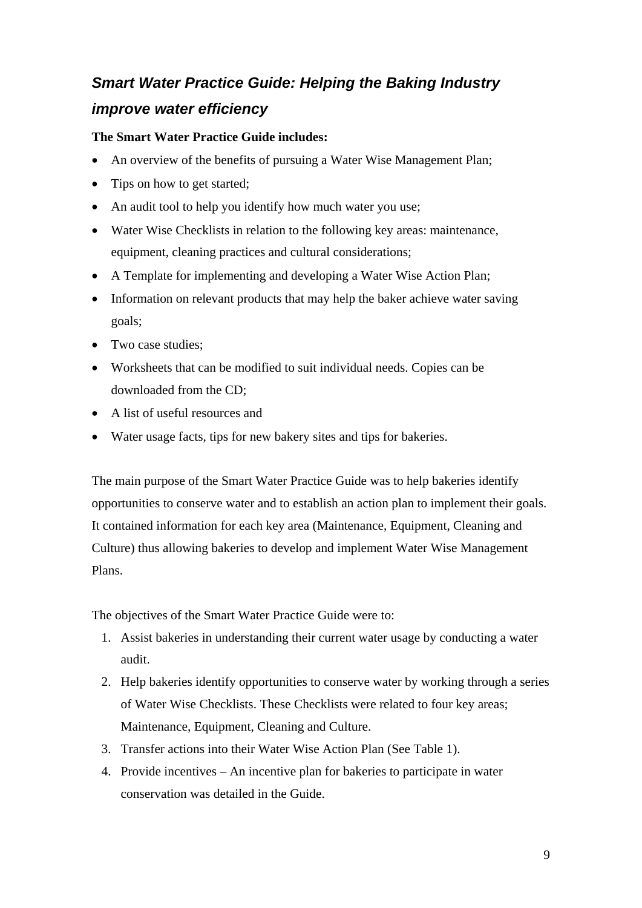## *Smart Water Practice Guide: Helping the Baking Industry improve water efficiency*

**The Smart Water Practice Guide includes:**

- An overview of the benefits of pursuing a Water Wise Management Plan;
- Tips on how to get started;
- An audit tool to help you identify how much water you use;
- Water Wise Checklists in relation to the following key areas: maintenance, equipment, cleaning practices and cultural considerations;
- A Template for implementing and developing a Water Wise Action Plan;
- Information on relevant products that may help the baker achieve water saving goals;
- Two case studies;
- Worksheets that can be modified to suit individual needs. Copies can be downloaded from the CD;
- A list of useful resources and
- Water usage facts, tips for new bakery sites and tips for bakeries.

The main purpose of the Smart Water Practice Guide was to help bakeries identify opportunities to conserve water and to establish an action plan to implement their goals. It contained information for each key area (Maintenance, Equipment, Cleaning and Culture) thus allowing bakeries to develop and implement Water Wise Management Plans.

The objectives of the Smart Water Practice Guide were to:

1. Assist bakeries in understanding their current water usage by conducting a water audit.
2. Help bakeries identify opportunities to conserve water by working through a series of Water Wise Checklists. These Checklists were related to four key areas; Maintenance, Equipment, Cleaning and Culture.
3. Transfer actions into their Water Wise Action Plan (See Table 1).
4. Provide incentives – An incentive plan for bakeries to participate in water conservation was detailed in the Guide.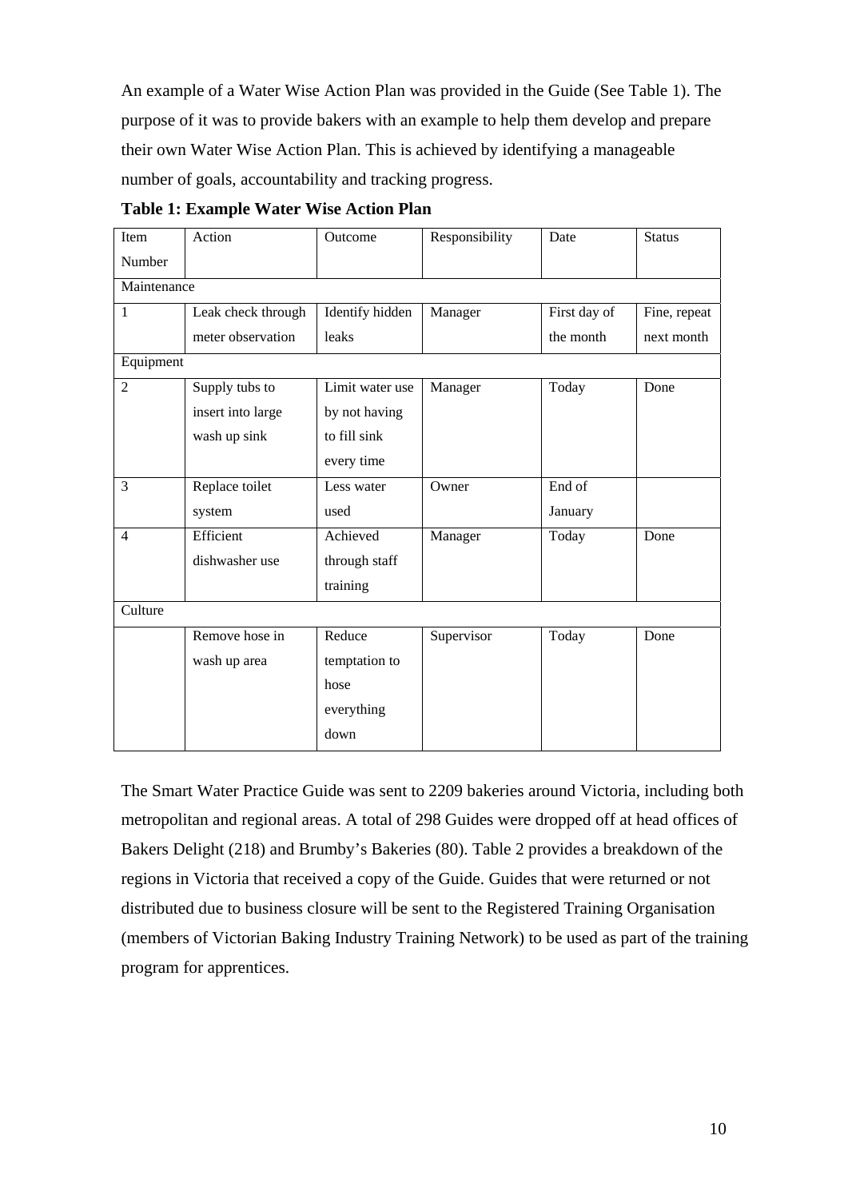An example of a Water Wise Action Plan was provided in the Guide (See Table 1). The purpose of it was to provide bakers with an example to help them develop and prepare their own Water Wise Action Plan. This is achieved by identifying a manageable number of goals, accountability and tracking progress.

**Table 1: Example Water Wise Action Plan**

| Item Number | Action | Outcome | Responsibility | Date | Status |
|---|---|---|---|---|---|
| Maintenance | | | | | |
| 1 | Leak check through meter observation | Identify hidden leaks | Manager | First day of the month | Fine, repeat next month |
| Equipment | | | | | |
| 2 | Supply tubs to insert into large wash up sink | Limit water use by not having to fill sink every time | Manager | Today | Done |
| 3 | Replace toilet system | Less water used | Owner | End of January | |
| 4 | Efficient dishwasher use | Achieved through staff training | Manager | Today | Done |
| Culture | | | | | |
| | Remove hose in wash up area | Reduce temptation to hose everything down | Supervisor | Today | Done |

The Smart Water Practice Guide was sent to 2209 bakeries around Victoria, including both metropolitan and regional areas. A total of 298 Guides were dropped off at head offices of Bakers Delight (218) and Brumby's Bakeries (80). Table 2 provides a breakdown of the regions in Victoria that received a copy of the Guide. Guides that were returned or not distributed due to business closure will be sent to the Registered Training Organisation (members of Victorian Baking Industry Training Network) to be used as part of the training program for apprentices.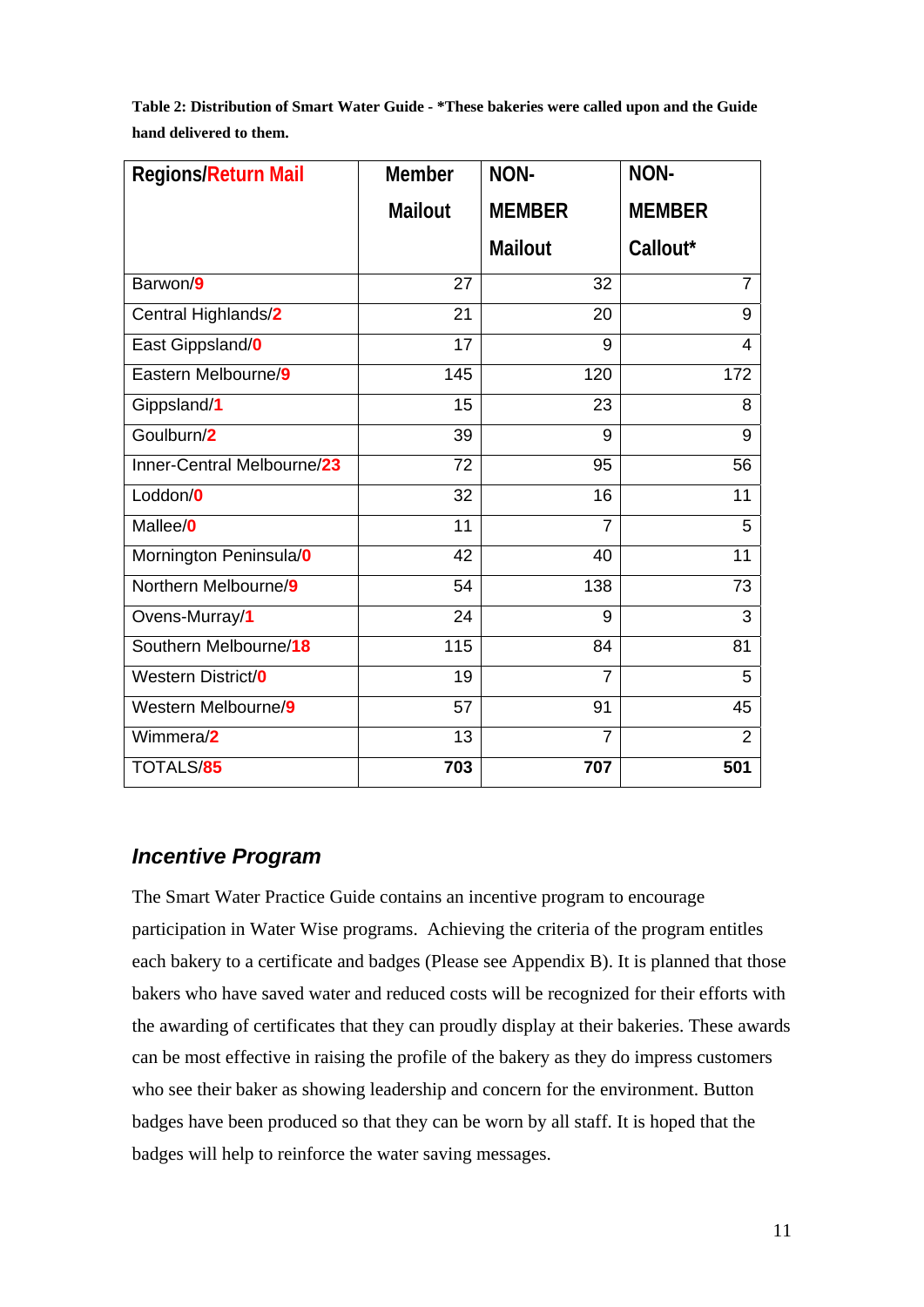**Table 2: Distribution of Smart Water Guide - *These bakeries were called upon and the Guide hand delivered to them.**

| Regions/Return Mail | Member Mailout | NON-MEMBER Mailout | NON-MEMBER Callout* |
|---|---|---|---|
| Barwon/9 | 27 | 32 | 7 |
| Central Highlands/2 | 21 | 20 | 9 |
| East Gippsland/0 | 17 | 9 | 4 |
| Eastern Melbourne/9 | 145 | 120 | 172 |
| Gippsland/1 | 15 | 23 | 8 |
| Goulburn/2 | 39 | 9 | 9 |
| Inner-Central Melbourne/23 | 72 | 95 | 56 |
| Loddon/0 | 32 | 16 | 11 |
| Mallee/0 | 11 | 7 | 5 |
| Mornington Peninsula/0 | 42 | 40 | 11 |
| Northern Melbourne/9 | 54 | 138 | 73 |
| Ovens-Murray/1 | 24 | 9 | 3 |
| Southern Melbourne/18 | 115 | 84 | 81 |
| Western District/0 | 19 | 7 | 5 |
| Western Melbourne/9 | 57 | 91 | 45 |
| Wimmera/2 | 13 | 7 | 2 |
| TOTALS/85 | **703** | **707** | **501** |

## *Incentive Program*

The Smart Water Practice Guide contains an incentive program to encourage participation in Water Wise programs. Achieving the criteria of the program entitles each bakery to a certificate and badges (Please see Appendix B). It is planned that those bakers who have saved water and reduced costs will be recognized for their efforts with the awarding of certificates that they can proudly display at their bakeries. These awards can be most effective in raising the profile of the bakery as they do impress customers who see their baker as showing leadership and concern for the environment. Button badges have been produced so that they can be worn by all staff. It is hoped that the badges will help to reinforce the water saving messages.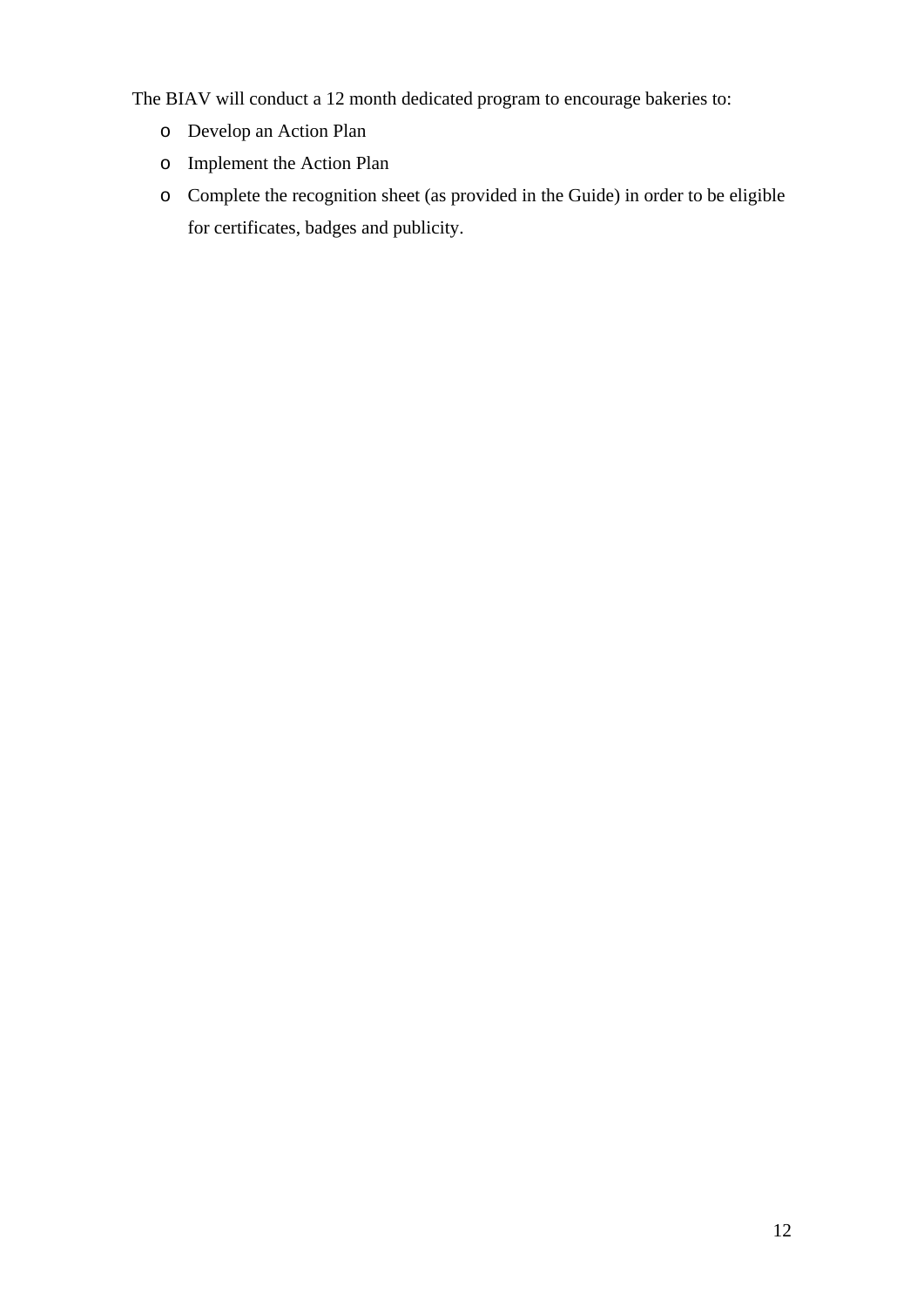The BIAV will conduct a 12 month dedicated program to encourage bakeries to:

- Develop an Action Plan
- Implement the Action Plan
- Complete the recognition sheet (as provided in the Guide) in order to be eligible for certificates, badges and publicity.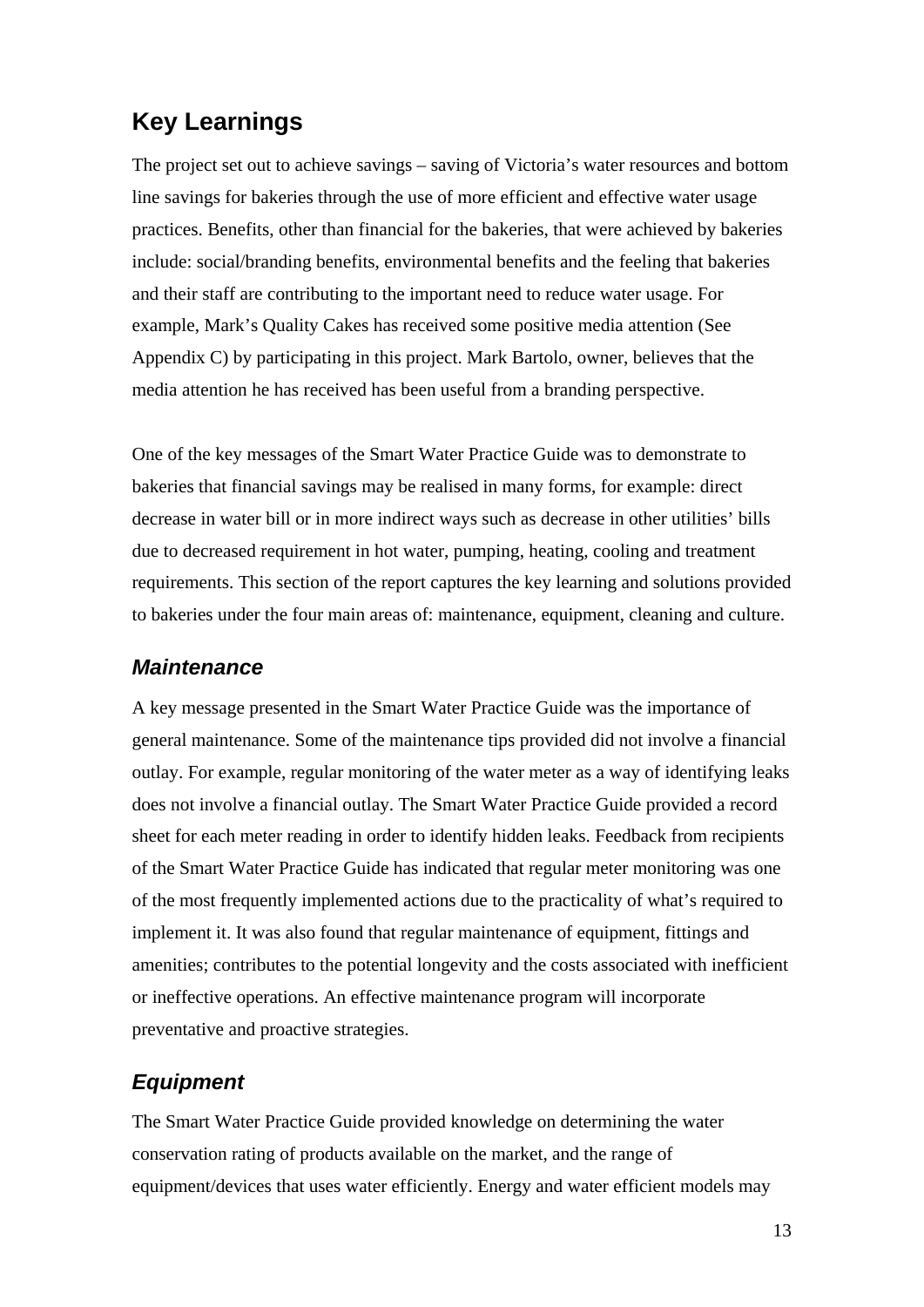## Key Learnings

The project set out to achieve savings – saving of Victoria's water resources and bottom line savings for bakeries through the use of more efficient and effective water usage practices. Benefits, other than financial for the bakeries, that were achieved by bakeries include: social/branding benefits, environmental benefits and the feeling that bakeries and their staff are contributing to the important need to reduce water usage. For example, Mark's Quality Cakes has received some positive media attention (See Appendix C) by participating in this project. Mark Bartolo, owner, believes that the media attention he has received has been useful from a branding perspective.

One of the key messages of the Smart Water Practice Guide was to demonstrate to bakeries that financial savings may be realised in many forms, for example: direct decrease in water bill or in more indirect ways such as decrease in other utilities' bills due to decreased requirement in hot water, pumping, heating, cooling and treatment requirements. This section of the report captures the key learning and solutions provided to bakeries under the four main areas of: maintenance, equipment, cleaning and culture.

### *Maintenance*

A key message presented in the Smart Water Practice Guide was the importance of general maintenance. Some of the maintenance tips provided did not involve a financial outlay. For example, regular monitoring of the water meter as a way of identifying leaks does not involve a financial outlay. The Smart Water Practice Guide provided a record sheet for each meter reading in order to identify hidden leaks. Feedback from recipients of the Smart Water Practice Guide has indicated that regular meter monitoring was one of the most frequently implemented actions due to the practicality of what's required to implement it. It was also found that regular maintenance of equipment, fittings and amenities; contributes to the potential longevity and the costs associated with inefficient or ineffective operations. An effective maintenance program will incorporate preventative and proactive strategies.

### *Equipment*

The Smart Water Practice Guide provided knowledge on determining the water conservation rating of products available on the market, and the range of equipment/devices that uses water efficiently. Energy and water efficient models may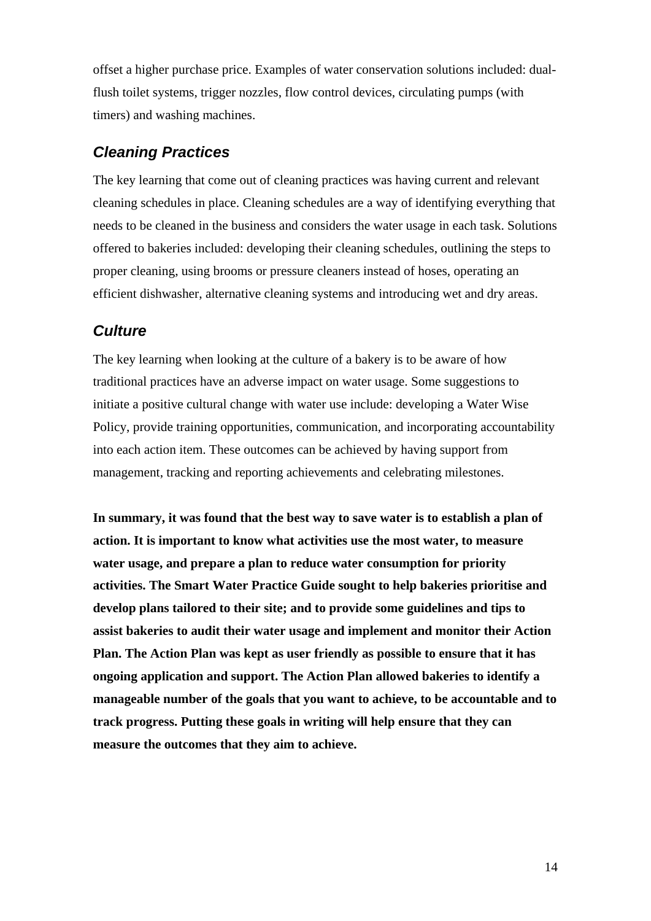offset a higher purchase price. Examples of water conservation solutions included: dual-flush toilet systems, trigger nozzles, flow control devices, circulating pumps (with timers) and washing machines.

### *Cleaning Practices*

The key learning that come out of cleaning practices was having current and relevant cleaning schedules in place. Cleaning schedules are a way of identifying everything that needs to be cleaned in the business and considers the water usage in each task. Solutions offered to bakeries included: developing their cleaning schedules, outlining the steps to proper cleaning, using brooms or pressure cleaners instead of hoses, operating an efficient dishwasher, alternative cleaning systems and introducing wet and dry areas.

### *Culture*

The key learning when looking at the culture of a bakery is to be aware of how traditional practices have an adverse impact on water usage. Some suggestions to initiate a positive cultural change with water use include: developing a Water Wise Policy, provide training opportunities, communication, and incorporating accountability into each action item. These outcomes can be achieved by having support from management, tracking and reporting achievements and celebrating milestones.

**In summary, it was found that the best way to save water is to establish a plan of action. It is important to know what activities use the most water, to measure water usage, and prepare a plan to reduce water consumption for priority activities. The Smart Water Practice Guide sought to help bakeries prioritise and develop plans tailored to their site; and to provide some guidelines and tips to assist bakeries to audit their water usage and implement and monitor their Action Plan. The Action Plan was kept as user friendly as possible to ensure that it has ongoing application and support. The Action Plan allowed bakeries to identify a manageable number of the goals that you want to achieve, to be accountable and to track progress. Putting these goals in writing will help ensure that they can measure the outcomes that they aim to achieve.**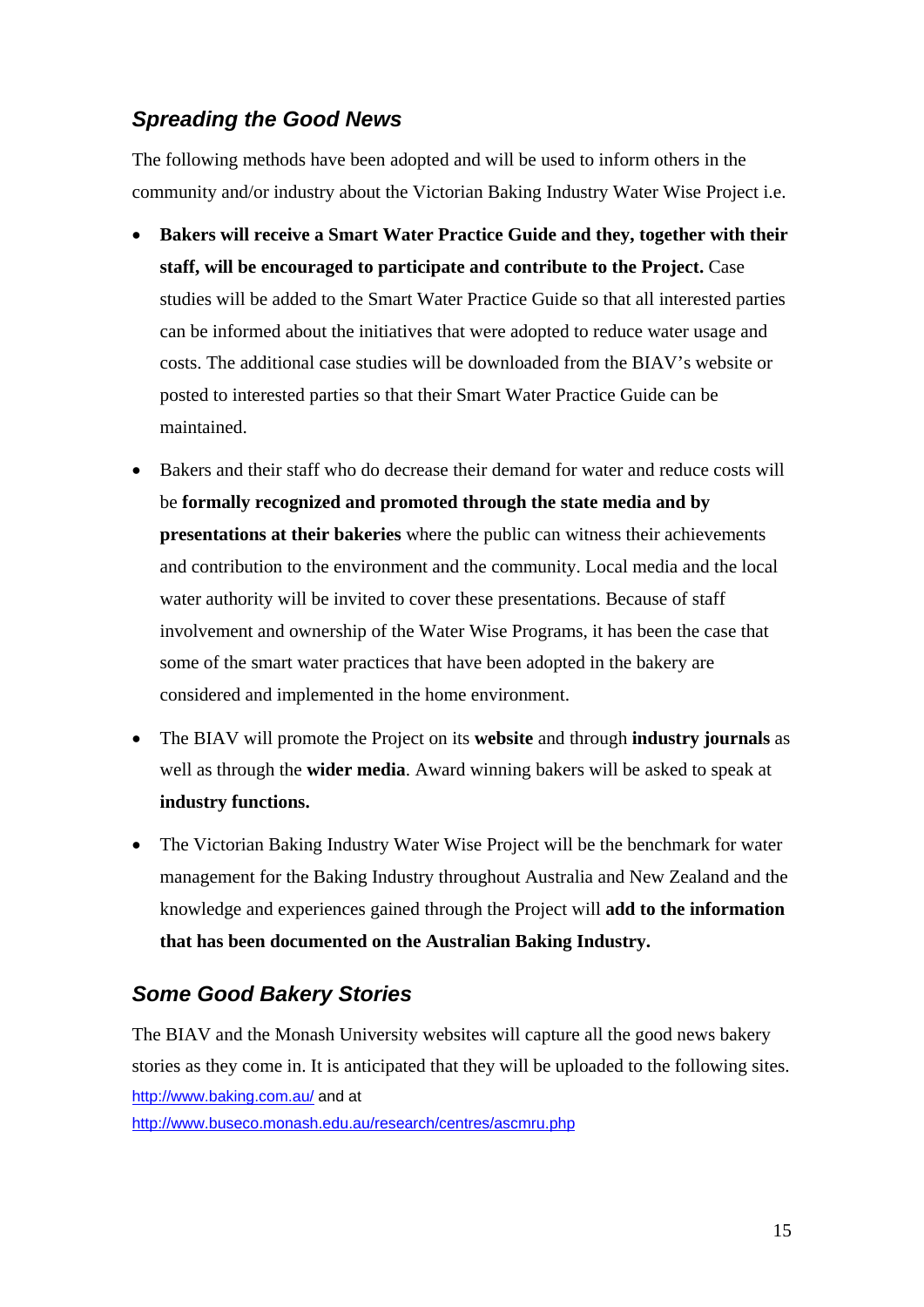## *Spreading the Good News*

The following methods have been adopted and will be used to inform others in the community and/or industry about the Victorian Baking Industry Water Wise Project i.e.

- **Bakers will receive a Smart Water Practice Guide and they, together with their staff, will be encouraged to participate and contribute to the Project.** Case studies will be added to the Smart Water Practice Guide so that all interested parties can be informed about the initiatives that were adopted to reduce water usage and costs. The additional case studies will be downloaded from the BIAV's website or posted to interested parties so that their Smart Water Practice Guide can be maintained.

- Bakers and their staff who do decrease their demand for water and reduce costs will be **formally recognized and promoted through the state media and by presentations at their bakeries** where the public can witness their achievements and contribution to the environment and the community. Local media and the local water authority will be invited to cover these presentations. Because of staff involvement and ownership of the Water Wise Programs, it has been the case that some of the smart water practices that have been adopted in the bakery are considered and implemented in the home environment.

- The BIAV will promote the Project on its **website** and through **industry journals** as well as through the **wider media**. Award winning bakers will be asked to speak at **industry functions.**

- The Victorian Baking Industry Water Wise Project will be the benchmark for water management for the Baking Industry throughout Australia and New Zealand and the knowledge and experiences gained through the Project will **add to the information that has been documented on the Australian Baking Industry.**

## *Some Good Bakery Stories*

The BIAV and the Monash University websites will capture all the good news bakery stories as they come in. It is anticipated that they will be uploaded to the following sites.
http://www.baking.com.au/ and at
http://www.buseco.monash.edu.au/research/centres/ascmru.php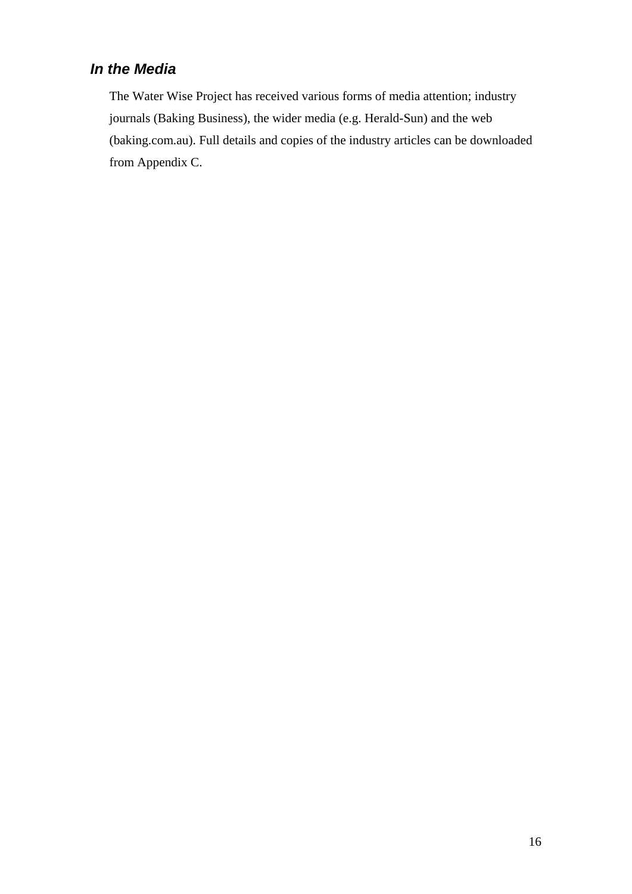### *In the Media*

The Water Wise Project has received various forms of media attention; industry journals (Baking Business), the wider media (e.g. Herald-Sun) and the web (baking.com.au). Full details and copies of the industry articles can be downloaded from Appendix C.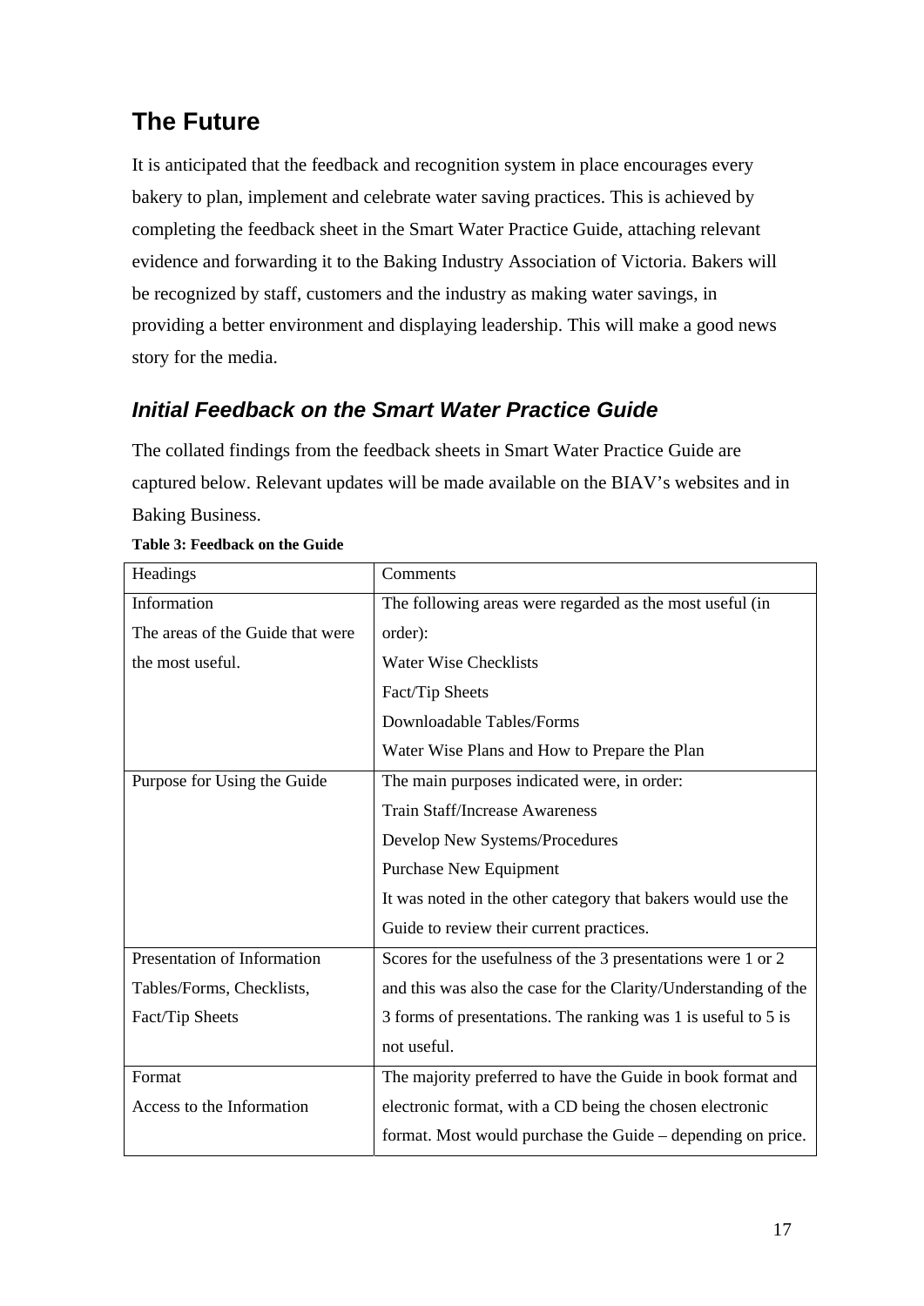## The Future

It is anticipated that the feedback and recognition system in place encourages every bakery to plan, implement and celebrate water saving practices. This is achieved by completing the feedback sheet in the Smart Water Practice Guide, attaching relevant evidence and forwarding it to the Baking Industry Association of Victoria. Bakers will be recognized by staff, customers and the industry as making water savings, in providing a better environment and displaying leadership. This will make a good news story for the media.

### *Initial Feedback on the Smart Water Practice Guide*

The collated findings from the feedback sheets in Smart Water Practice Guide are captured below. Relevant updates will be made available on the BIAV's websites and in Baking Business.

**Table 3: Feedback on the Guide**

| Headings | Comments |
|---|---|
| Information<br>The areas of the Guide that were the most useful. | The following areas were regarded as the most useful (in order):<br>Water Wise Checklists<br>Fact/Tip Sheets<br>Downloadable Tables/Forms<br>Water Wise Plans and How to Prepare the Plan |
| Purpose for Using the Guide | The main purposes indicated were, in order:<br>Train Staff/Increase Awareness<br>Develop New Systems/Procedures<br>Purchase New Equipment<br>It was noted in the other category that bakers would use the Guide to review their current practices. |
| Presentation of Information<br>Tables/Forms, Checklists, Fact/Tip Sheets | Scores for the usefulness of the 3 presentations were 1 or 2 and this was also the case for the Clarity/Understanding of the 3 forms of presentations. The ranking was 1 is useful to 5 is not useful. |
| Format<br>Access to the Information | The majority preferred to have the Guide in book format and electronic format, with a CD being the chosen electronic format. Most would purchase the Guide – depending on price. |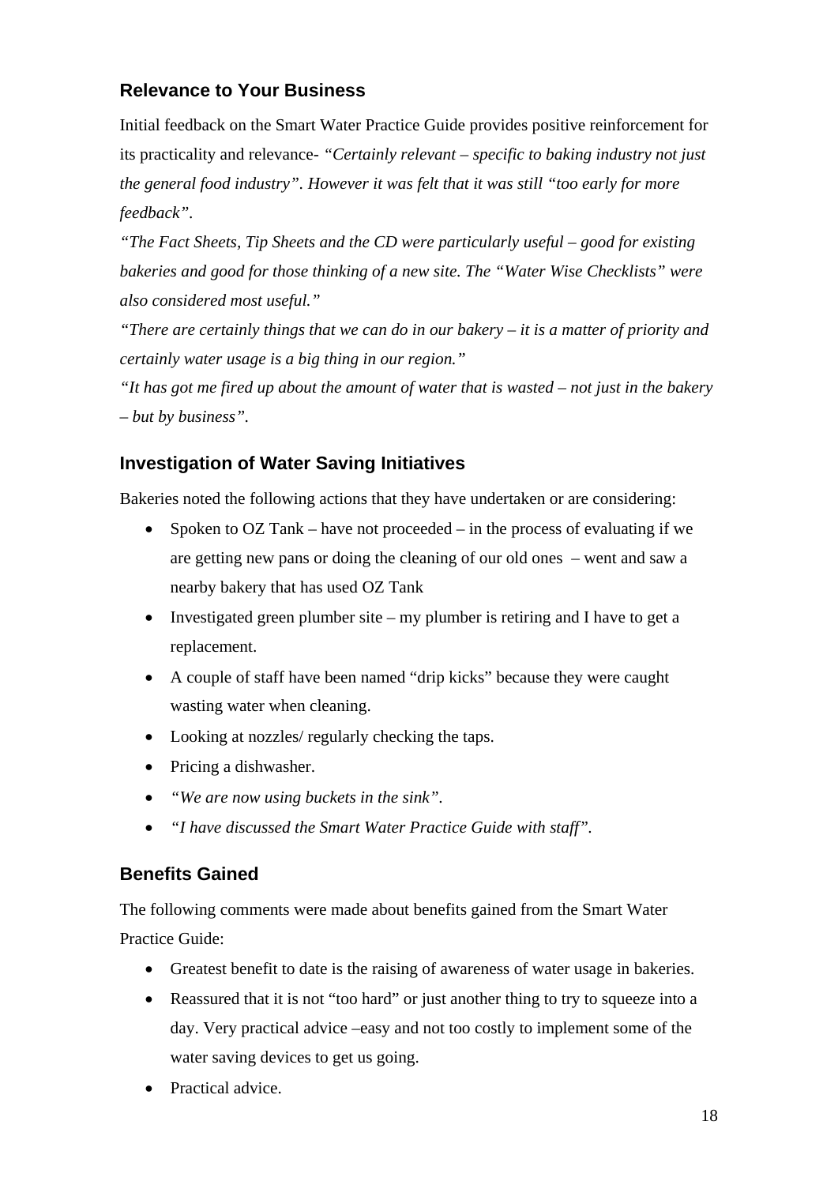### Relevance to Your Business

Initial feedback on the Smart Water Practice Guide provides positive reinforcement for its practicality and relevance- *"Certainly relevant – specific to baking industry not just the general food industry". However it was felt that it was still "too early for more feedback".*

*"The Fact Sheets, Tip Sheets and the CD were particularly useful – good for existing bakeries and good for those thinking of a new site. The "Water Wise Checklists" were also considered most useful."*

*"There are certainly things that we can do in our bakery – it is a matter of priority and certainly water usage is a big thing in our region."*

*"It has got me fired up about the amount of water that is wasted – not just in the bakery – but by business".*

### Investigation of Water Saving Initiatives

Bakeries noted the following actions that they have undertaken or are considering:

- Spoken to OZ Tank – have not proceeded – in the process of evaluating if we are getting new pans or doing the cleaning of our old ones – went and saw a nearby bakery that has used OZ Tank
- Investigated green plumber site – my plumber is retiring and I have to get a replacement.
- A couple of staff have been named "drip kicks" because they were caught wasting water when cleaning.
- Looking at nozzles/ regularly checking the taps.
- Pricing a dishwasher.
- *"We are now using buckets in the sink".*
- *"I have discussed the Smart Water Practice Guide with staff".*

### Benefits Gained

The following comments were made about benefits gained from the Smart Water Practice Guide:

- Greatest benefit to date is the raising of awareness of water usage in bakeries.
- Reassured that it is not "too hard" or just another thing to try to squeeze into a day. Very practical advice –easy and not too costly to implement some of the water saving devices to get us going.
- Practical advice.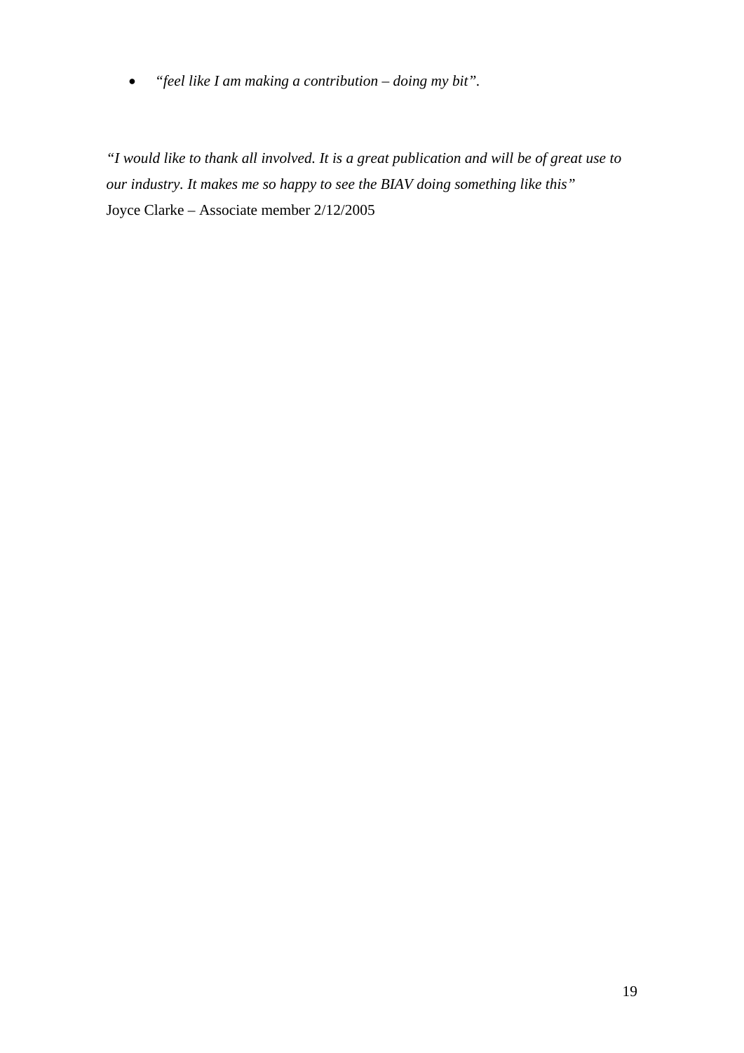- *"feel like I am making a contribution – doing my bit".*

*"I would like to thank all involved. It is a great publication and will be of great use to our industry. It makes me so happy to see the BIAV doing something like this"*
Joyce Clarke – Associate member 2/12/2005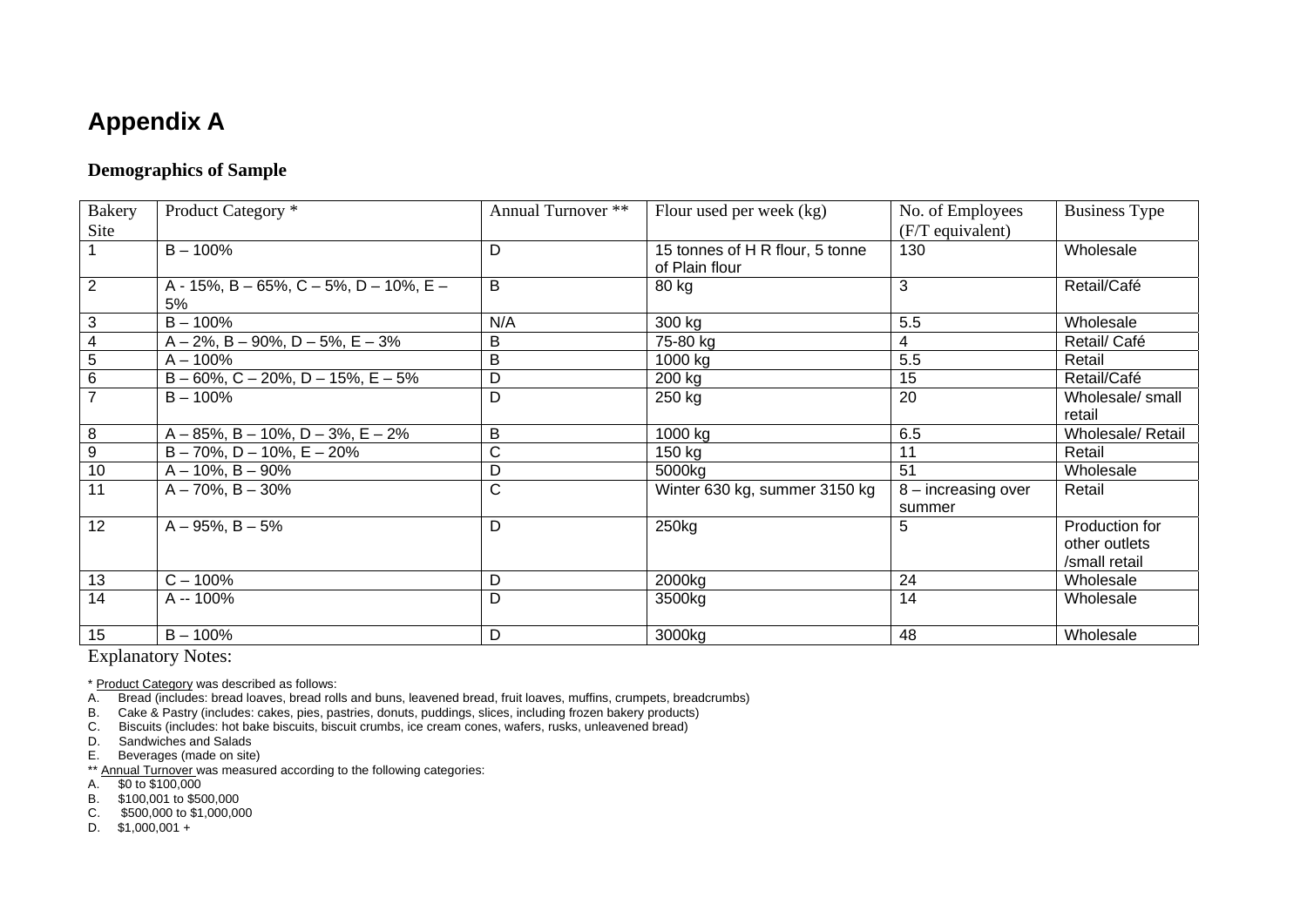# Appendix A

### Demographics of Sample

| Bakery Site | Product Category * | Annual Turnover ** | Flour used per week (kg) | No. of Employees (F/T equivalent) | Business Type |
|---|---|---|---|---|---|
| 1 | B – 100% | D | 15 tonnes of H R flour, 5 tonne of Plain flour | 130 | Wholesale |
| 2 | A - 15%, B – 65%, C – 5%, D – 10%, E – 5% | B | 80 kg | 3 | Retail/Café |
| 3 | B – 100% | N/A | 300 kg | 5.5 | Wholesale |
| 4 | A – 2%, B – 90%, D – 5%, E – 3% | B | 75-80 kg | 4 | Retail/ Café |
| 5 | A – 100% | B | 1000 kg | 5.5 | Retail |
| 6 | B – 60%, C – 20%, D – 15%, E – 5% | D | 200 kg | 15 | Retail/Café |
| 7 | B – 100% | D | 250 kg | 20 | Wholesale/ small retail |
| 8 | A – 85%, B – 10%, D – 3%, E – 2% | B | 1000 kg | 6.5 | Wholesale/ Retail |
| 9 | B – 70%, D – 10%, E – 20% | C | 150 kg | 11 | Retail |
| 10 | A – 10%, B – 90% | D | 5000kg | 51 | Wholesale |
| 11 | A – 70%, B – 30% | C | Winter 630 kg, summer 3150 kg | 8 – increasing over summer | Retail |
| 12 | A – 95%, B – 5% | D | 250kg | 5 | Production for other outlets /small retail |
| 13 | C – 100% | D | 2000kg | 24 | Wholesale |
| 14 | A -- 100% | D | 3500kg | 14 | Wholesale |
| 15 | B – 100% | D | 3000kg | 48 | Wholesale |

Explanatory Notes:

* Product Category was described as follows:

A. Bread (includes: bread loaves, bread rolls and buns, leavened bread, fruit loaves, muffins, crumpets, breadcrumbs)
B. Cake & Pastry (includes: cakes, pies, pastries, donuts, puddings, slices, including frozen bakery products)
C. Biscuits (includes: hot bake biscuits, biscuit crumbs, ice cream cones, wafers, rusks, unleavened bread)
D. Sandwiches and Salads
E. Beverages (made on site)

** Annual Turnover was measured according to the following categories:

A. $0 to $100,000
B. $100,001 to $500,000
C. $500,000 to $1,000,000
D. $1,000,001 +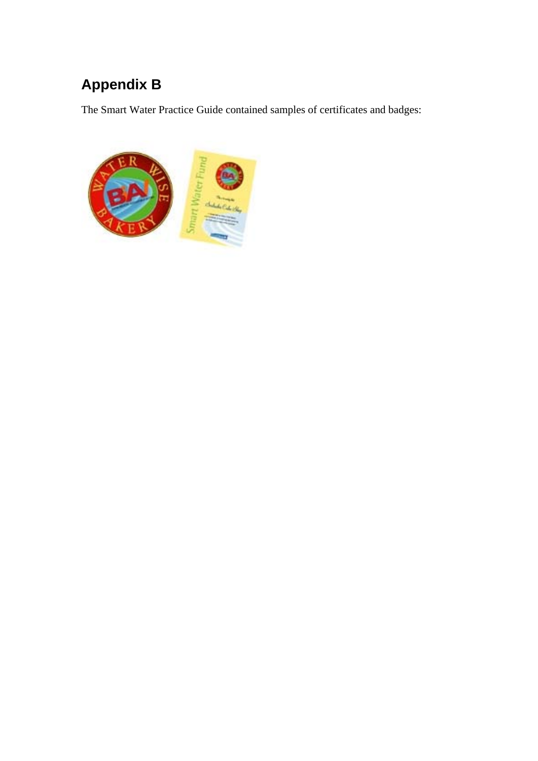## Appendix B

The Smart Water Practice Guide contained samples of certificates and badges: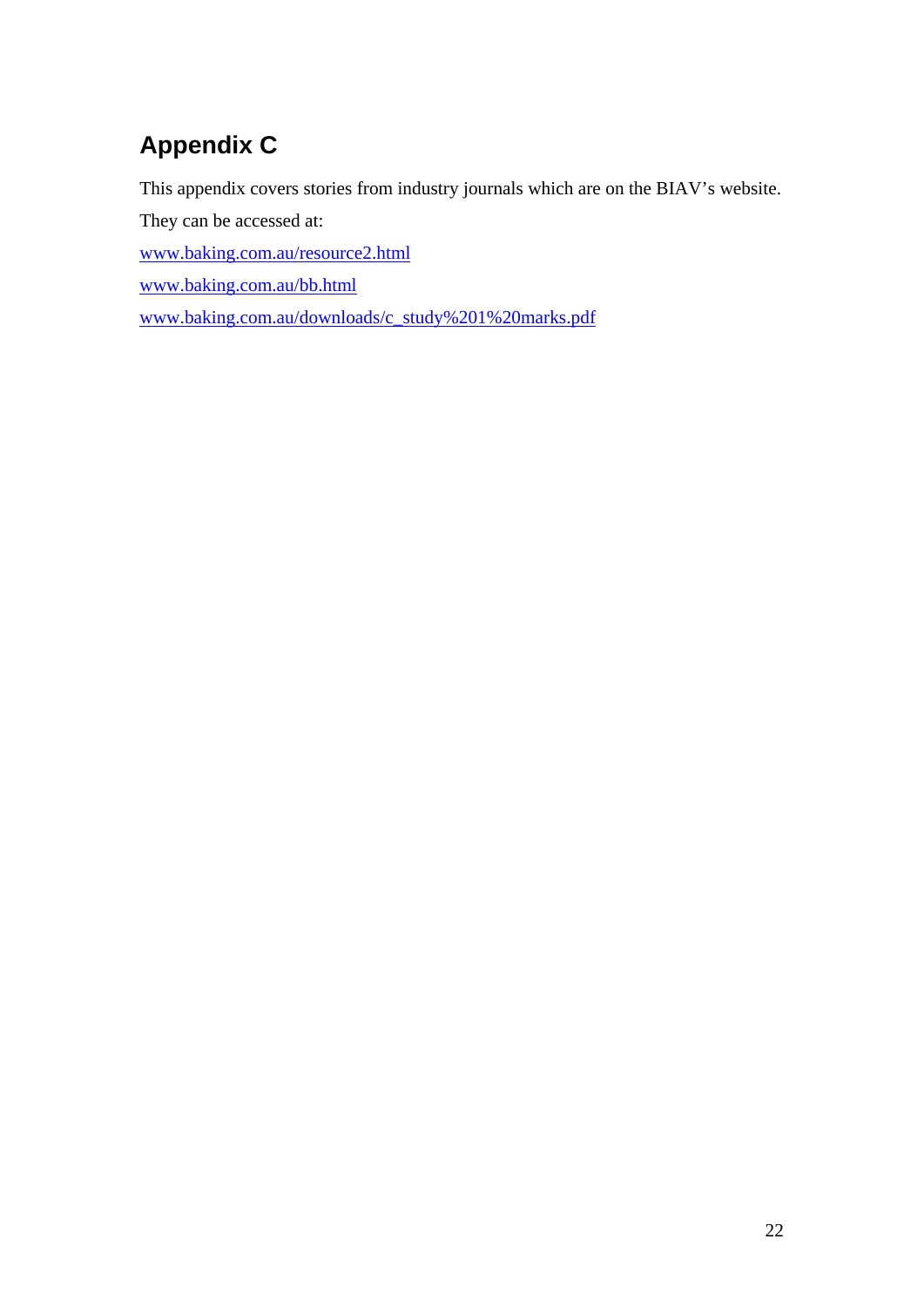# Appendix C

This appendix covers stories from industry journals which are on the BIAV's website.

They can be accessed at:

www.baking.com.au/resource2.html

www.baking.com.au/bb.html

www.baking.com.au/downloads/c_study%201%20marks.pdf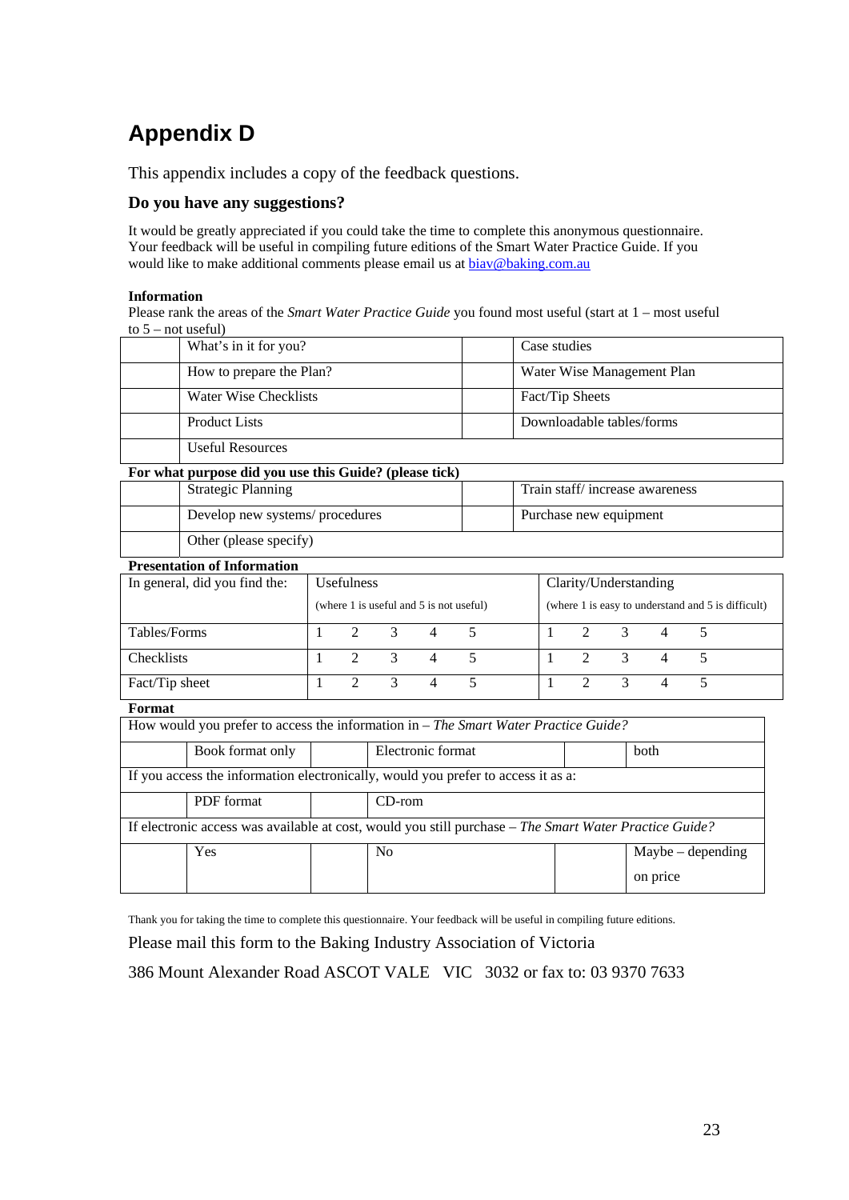# Appendix D

This appendix includes a copy of the feedback questions.

### Do you have any suggestions?

It would be greatly appreciated if you could take the time to complete this anonymous questionnaire. Your feedback will be useful in compiling future editions of the Smart Water Practice Guide. If you would like to make additional comments please email us at biav@baking.com.au

**Information**

Please rank the areas of the *Smart Water Practice Guide* you found most useful (start at 1 – most useful to 5 – not useful)

| | | | |
|---|---|---|---|
| | What's in it for you? | | Case studies |
| | How to prepare the Plan? | | Water Wise Management Plan |
| | Water Wise Checklists | | Fact/Tip Sheets |
| | Product Lists | | Downloadable tables/forms |
| | Useful Resources | | |

**For what purpose did you use this Guide? (please tick)**

| | | | |
|---|---|---|---|
| | Strategic Planning | | Train staff/ increase awareness |
| | Develop new systems/ procedures | | Purchase new equipment |
| | Other (please specify) | | |

**Presentation of Information**

| In general, did you find the: | Usefulness (where 1 is useful and 5 is not useful) | Clarity/Understanding (where 1 is easy to understand and 5 is difficult) |
|---|---|---|
| Tables/Forms | 1 2 3 4 5 | 1 2 3 4 5 |
| Checklists | 1 2 3 4 5 | 1 2 3 4 5 |
| Fact/Tip sheet | 1 2 3 4 5 | 1 2 3 4 5 |

**Format**

| | | | | | |
|---|---|---|---|---|---|
| How would you prefer to access the information in – *The Smart Water Practice Guide?* | | | | | |
| | Book format only | | Electronic format | | both |
| If you access the information electronically, would you prefer to access it as a: | | | | | |
| | PDF format | | CD-rom | | |
| If electronic access was available at cost, would you still purchase – *The Smart Water Practice Guide?* | | | | | |
| | Yes | | No | | Maybe – depending on price |

Thank you for taking the time to complete this questionnaire. Your feedback will be useful in compiling future editions.

Please mail this form to the Baking Industry Association of Victoria

386 Mount Alexander Road ASCOT VALE VIC 3032 or fax to: 03 9370 7633